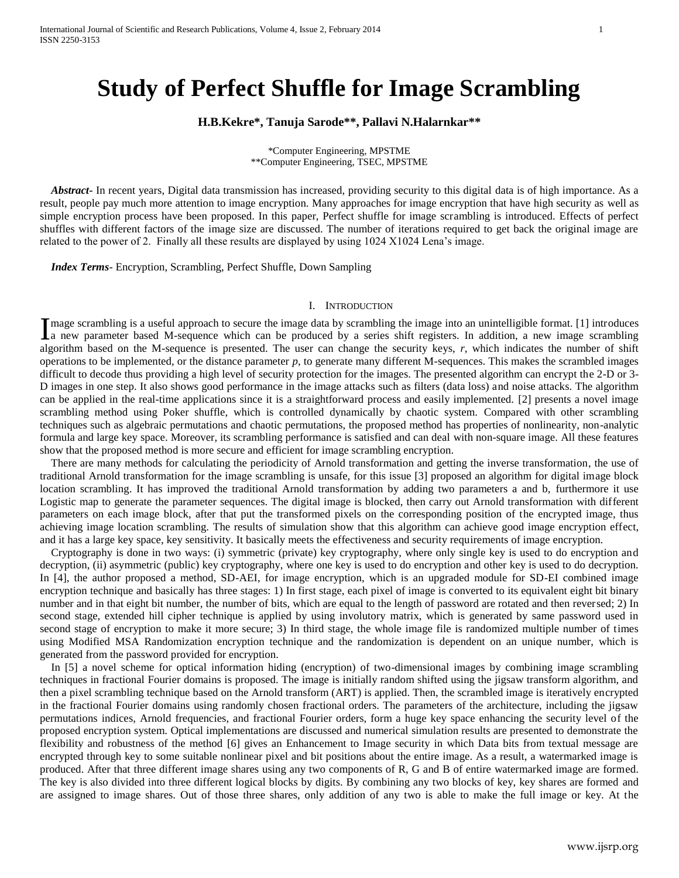# Study of Perfect Shuffle for Image Scrambling

**H.B.Kekre\*, Tanuja Sarode\*\*, Pallavi N.Halarnkar\*\***

\*Computer Engineering, MPSTME
\*\*Computer Engineering, TSEC, MPSTME

***Abstract-*** In recent years, Digital data transmission has increased, providing security to this digital data is of high importance. As a result, people pay much more attention to image encryption. Many approaches for image encryption that have high security as well as simple encryption process have been proposed. In this paper, Perfect shuffle for image scrambling is introduced. Effects of perfect shuffles with different factors of the image size are discussed. The number of iterations required to get back the original image are related to the power of 2. Finally all these results are displayed by using 1024 X1024 Lena's image.

***Index Terms-*** Encryption, Scrambling, Perfect Shuffle, Down Sampling

## I. Introduction

Image scrambling is a useful approach to secure the image data by scrambling the image into an unintelligible format. [1] introduces a new parameter based M-sequence which can be produced by a series shift registers. In addition, a new image scrambling algorithm based on the M-sequence is presented. The user can change the security keys, *r*, which indicates the number of shift operations to be implemented, or the distance parameter *p*, to generate many different M-sequences. This makes the scrambled images difficult to decode thus providing a high level of security protection for the images. The presented algorithm can encrypt the 2-D or 3-D images in one step. It also shows good performance in the image attacks such as filters (data loss) and noise attacks. The algorithm can be applied in the real-time applications since it is a straightforward process and easily implemented. [2] presents a novel image scrambling method using Poker shuffle, which is controlled dynamically by chaotic system. Compared with other scrambling techniques such as algebraic permutations and chaotic permutations, the proposed method has properties of nonlinearity, non-analytic formula and large key space. Moreover, its scrambling performance is satisfied and can deal with non-square image. All these features show that the proposed method is more secure and efficient for image scrambling encryption.

There are many methods for calculating the periodicity of Arnold transformation and getting the inverse transformation, the use of traditional Arnold transformation for the image scrambling is unsafe, for this issue [3] proposed an algorithm for digital image block location scrambling. It has improved the traditional Arnold transformation by adding two parameters a and b, furthermore it use Logistic map to generate the parameter sequences. The digital image is blocked, then carry out Arnold transformation with different parameters on each image block, after that put the transformed pixels on the corresponding position of the encrypted image, thus achieving image location scrambling. The results of simulation show that this algorithm can achieve good image encryption effect, and it has a large key space, key sensitivity. It basically meets the effectiveness and security requirements of image encryption.

Cryptography is done in two ways: (i) symmetric (private) key cryptography, where only single key is used to do encryption and decryption, (ii) asymmetric (public) key cryptography, where one key is used to do encryption and other key is used to do decryption. In [4], the author proposed a method, SD-AEI, for image encryption, which is an upgraded module for SD-EI combined image encryption technique and basically has three stages: 1) In first stage, each pixel of image is converted to its equivalent eight bit binary number and in that eight bit number, the number of bits, which are equal to the length of password are rotated and then reversed; 2) In second stage, extended hill cipher technique is applied by using involutory matrix, which is generated by same password used in second stage of encryption to make it more secure; 3) In third stage, the whole image file is randomized multiple number of times using Modified MSA Randomization encryption technique and the randomization is dependent on an unique number, which is generated from the password provided for encryption.

In [5] a novel scheme for optical information hiding (encryption) of two-dimensional images by combining image scrambling techniques in fractional Fourier domains is proposed. The image is initially random shifted using the jigsaw transform algorithm, and then a pixel scrambling technique based on the Arnold transform (ART) is applied. Then, the scrambled image is iteratively encrypted in the fractional Fourier domains using randomly chosen fractional orders. The parameters of the architecture, including the jigsaw permutations indices, Arnold frequencies, and fractional Fourier orders, form a huge key space enhancing the security level of the proposed encryption system. Optical implementations are discussed and numerical simulation results are presented to demonstrate the flexibility and robustness of the method [6] gives an Enhancement to Image security in which Data bits from textual message are encrypted through key to some suitable nonlinear pixel and bit positions about the entire image. As a result, a watermarked image is produced. After that three different image shares using any two components of R, G and B of entire watermarked image are formed. The key is also divided into three different logical blocks by digits. By combining any two blocks of key, key shares are formed and are assigned to image shares. Out of those three shares, only addition of any two is able to make the full image or key. At the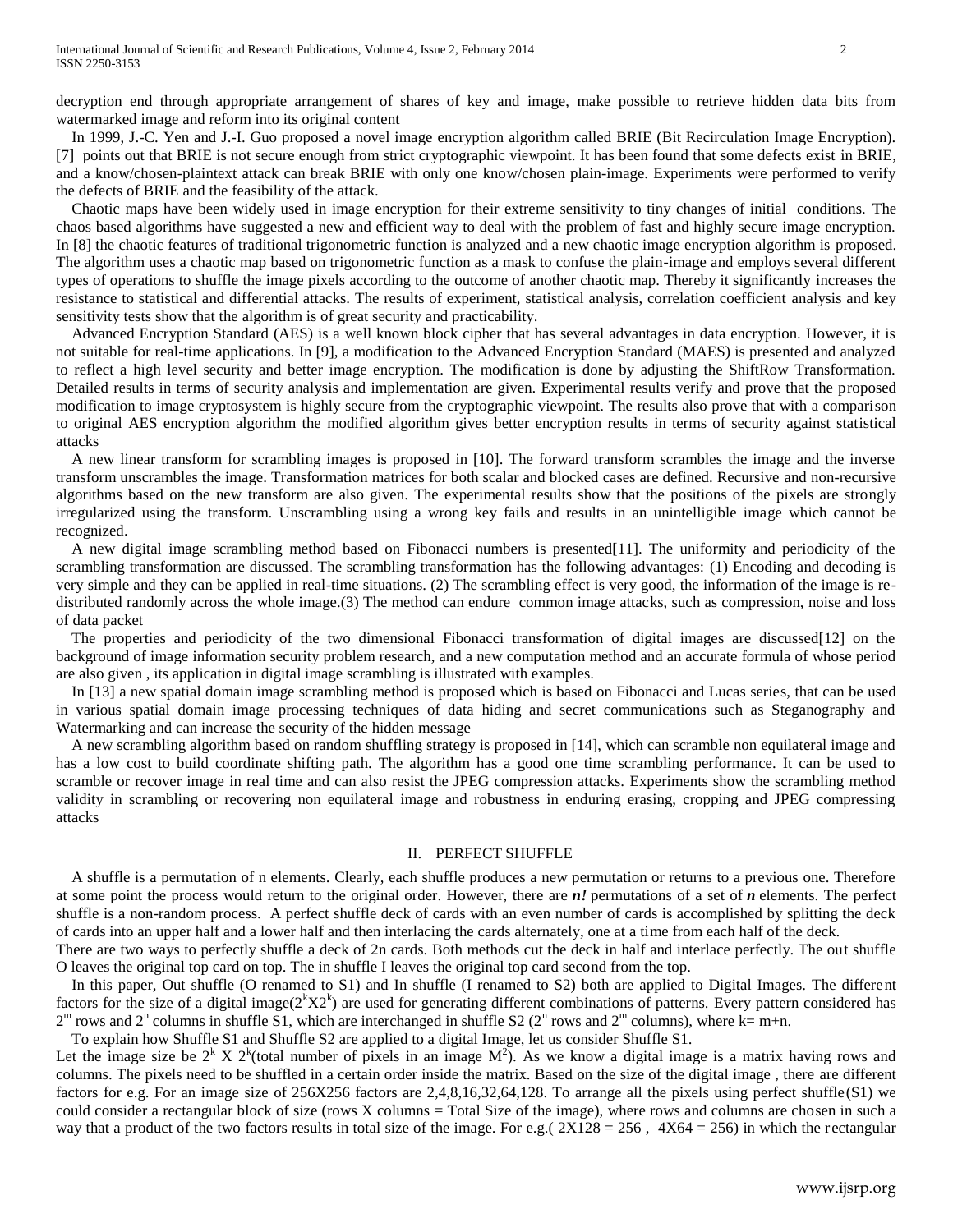decryption end through appropriate arrangement of shares of key and image, make possible to retrieve hidden data bits from watermarked image and reform into its original content

In 1999, J.-C. Yen and J.-I. Guo proposed a novel image encryption algorithm called BRIE (Bit Recirculation Image Encryption). [7] points out that BRIE is not secure enough from strict cryptographic viewpoint. It has been found that some defects exist in BRIE, and a know/chosen-plaintext attack can break BRIE with only one know/chosen plain-image. Experiments were performed to verify the defects of BRIE and the feasibility of the attack.

Chaotic maps have been widely used in image encryption for their extreme sensitivity to tiny changes of initial conditions. The chaos based algorithms have suggested a new and efficient way to deal with the problem of fast and highly secure image encryption. In [8] the chaotic features of traditional trigonometric function is analyzed and a new chaotic image encryption algorithm is proposed. The algorithm uses a chaotic map based on trigonometric function as a mask to confuse the plain-image and employs several different types of operations to shuffle the image pixels according to the outcome of another chaotic map. Thereby it significantly increases the resistance to statistical and differential attacks. The results of experiment, statistical analysis, correlation coefficient analysis and key sensitivity tests show that the algorithm is of great security and practicability.

Advanced Encryption Standard (AES) is a well known block cipher that has several advantages in data encryption. However, it is not suitable for real-time applications. In [9], a modification to the Advanced Encryption Standard (MAES) is presented and analyzed to reflect a high level security and better image encryption. The modification is done by adjusting the ShiftRow Transformation. Detailed results in terms of security analysis and implementation are given. Experimental results verify and prove that the proposed modification to image cryptosystem is highly secure from the cryptographic viewpoint. The results also prove that with a comparison to original AES encryption algorithm the modified algorithm gives better encryption results in terms of security against statistical attacks

A new linear transform for scrambling images is proposed in [10]. The forward transform scrambles the image and the inverse transform unscrambles the image. Transformation matrices for both scalar and blocked cases are defined. Recursive and non-recursive algorithms based on the new transform are also given. The experimental results show that the positions of the pixels are strongly irregularized using the transform. Unscrambling using a wrong key fails and results in an unintelligible image which cannot be recognized.

A new digital image scrambling method based on Fibonacci numbers is presented[11]. The uniformity and periodicity of the scrambling transformation are discussed. The scrambling transformation has the following advantages: (1) Encoding and decoding is very simple and they can be applied in real-time situations. (2) The scrambling effect is very good, the information of the image is re-distributed randomly across the whole image.(3) The method can endure common image attacks, such as compression, noise and loss of data packet

The properties and periodicity of the two dimensional Fibonacci transformation of digital images are discussed[12] on the background of image information security problem research, and a new computation method and an accurate formula of whose period are also given , its application in digital image scrambling is illustrated with examples.

In [13] a new spatial domain image scrambling method is proposed which is based on Fibonacci and Lucas series, that can be used in various spatial domain image processing techniques of data hiding and secret communications such as Steganography and Watermarking and can increase the security of the hidden message

A new scrambling algorithm based on random shuffling strategy is proposed in [14], which can scramble non equilateral image and has a low cost to build coordinate shifting path. The algorithm has a good one time scrambling performance. It can be used to scramble or recover image in real time and can also resist the JPEG compression attacks. Experiments show the scrambling method validity in scrambling or recovering non equilateral image and robustness in enduring erasing, cropping and JPEG compressing attacks

## II. PERFECT SHUFFLE

A shuffle is a permutation of n elements. Clearly, each shuffle produces a new permutation or returns to a previous one. Therefore at some point the process would return to the original order. However, there are ***n!*** permutations of a set of ***n*** elements. The perfect shuffle is a non-random process. A perfect shuffle deck of cards with an even number of cards is accomplished by splitting the deck of cards into an upper half and a lower half and then interlacing the cards alternately, one at a time from each half of the deck.

There are two ways to perfectly shuffle a deck of 2n cards. Both methods cut the deck in half and interlace perfectly. The out shuffle O leaves the original top card on top. The in shuffle I leaves the original top card second from the top.

In this paper, Out shuffle (O renamed to S1) and In shuffle (I renamed to S2) both are applied to Digital Images. The different factors for the size of a digital image($2^k X 2^k$) are used for generating different combinations of patterns. Every pattern considered has $2^m$ rows and $2^n$ columns in shuffle S1, which are interchanged in shuffle S2 ($2^n$ rows and $2^m$ columns), where k= m+n.

To explain how Shuffle S1 and Shuffle S2 are applied to a digital Image, let us consider Shuffle S1.

Let the image size be $2^k$ X $2^k$(total number of pixels in an image $M^2$). As we know a digital image is a matrix having rows and columns. The pixels need to be shuffled in a certain order inside the matrix. Based on the size of the digital image , there are different factors for e.g. For an image size of 256X256 factors are 2,4,8,16,32,64,128. To arrange all the pixels using perfect shuffle(S1) we could consider a rectangular block of size (rows X columns = Total Size of the image), where rows and columns are chosen in such a way that a product of the two factors results in total size of the image. For e.g.( 2X128 = 256 , 4X64 = 256) in which the rectangular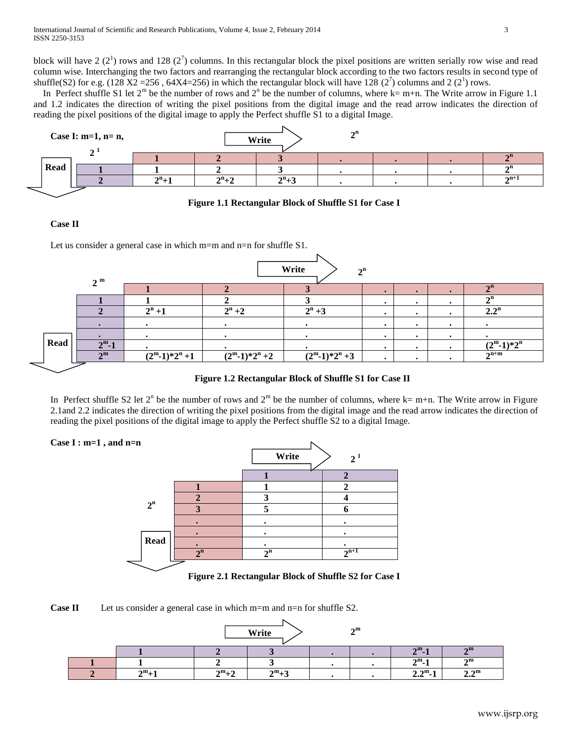block will have 2 ($2^1$) rows and 128 ($2^7$) columns. In this rectangular block the pixel positions are written serially row wise and read column wise. Interchanging the two factors and rearranging the rectangular block according to the two factors results in second type of shuffle(S2) for e.g. (128 X2 =256 , 64X4=256) in which the rectangular block will have 128 ($2^7$) columns and 2 ($2^1$) rows.

In Perfect shuffle S1 let $2^m$ be the number of rows and $2^n$ be the number of columns, where k= m+n. The Write arrow in Figure 1.1 and 1.2 indicates the direction of writing the pixel positions from the digital image and the read arrow indicates the direction of reading the pixel positions of the digital image to apply the Perfect shuffle S1 to a digital Image.

**Case I: m=1, n= n,**

Write → $2^n$; Read ↓ $2^1$

| | 1 | 2 | 3 | . | . | . | $2^n$ |
|---|---|---|---|---|---|---|---|
| 1 | 1 | 2 | 3 | . | . | . | $2^n$ |
| 2 | $2^n+1$ | $2^n+2$ | $2^n+3$ | . | . | . | $2^{n+1}$ |

**Figure 1.1 Rectangular Block of Shuffle S1 for Case I**

**Case II**

Let us consider a general case in which m=m and n=n for shuffle S1.

Write → $2^n$; Read ↓ $2^m$

| | 1 | 2 | 3 | . | . | . | $2^n$ |
|---|---|---|---|---|---|---|---|
| 1 | 1 | 2 | 3 | . | . | . | $2^n$ |
| 2 | $2^n+1$ | $2^n+2$ | $2^n+3$ | . | . | . | $2.2^n$ |
| . | . | . | . | . | . | . | . |
| . | . | . | . | . | . | . | . |
| $2^m-1$ | . | . | . | . | . | . | $(2^m-1)*2^n$ |
| $2^m$ | $(2^m-1)*2^n+1$ | $(2^m-1)*2^n+2$ | $(2^m-1)*2^n+3$ | . | . | . | $2^{n+m}$ |

**Figure 1.2 Rectangular Block of Shuffle S1 for Case II**

In Perfect shuffle S2 let $2^n$ be the number of rows and $2^m$ be the number of columns, where k= m+n. The Write arrow in Figure 2.1and 2.2 indicates the direction of writing the pixel positions from the digital image and the read arrow indicates the direction of reading the pixel positions of the digital image to apply the Perfect shuffle S2 to a digital Image.

**Case I : m=1 , and n=n**

Write → $2^1$; Read ↓ $2^n$

| | 1 | 2 |
|---|---|---|
| 1 | 1 | 2 |
| 2 | 3 | 4 |
| 3 | 5 | 6 |
| . | . | . |
| . | . | . |
| . | . | . |
| $2^n$ | $2^n$ | $2^{n+1}$ |

**Figure 2.1 Rectangular Block of Shuffle S2 for Case I**

**Case II** Let us consider a general case in which m=m and n=n for shuffle S2.

Write → $2^m$

| | 1 | 2 | 3 | . | . | $2^m-1$ | $2^m$ |
|---|---|---|---|---|---|---|---|
| 1 | 1 | 2 | 3 | . | . | $2^m-1$ | $2^m$ |
| 2 | $2^m+1$ | $2^m+2$ | $2^m+3$ | . | . | $2.2^m-1$ | $2.2^m$ |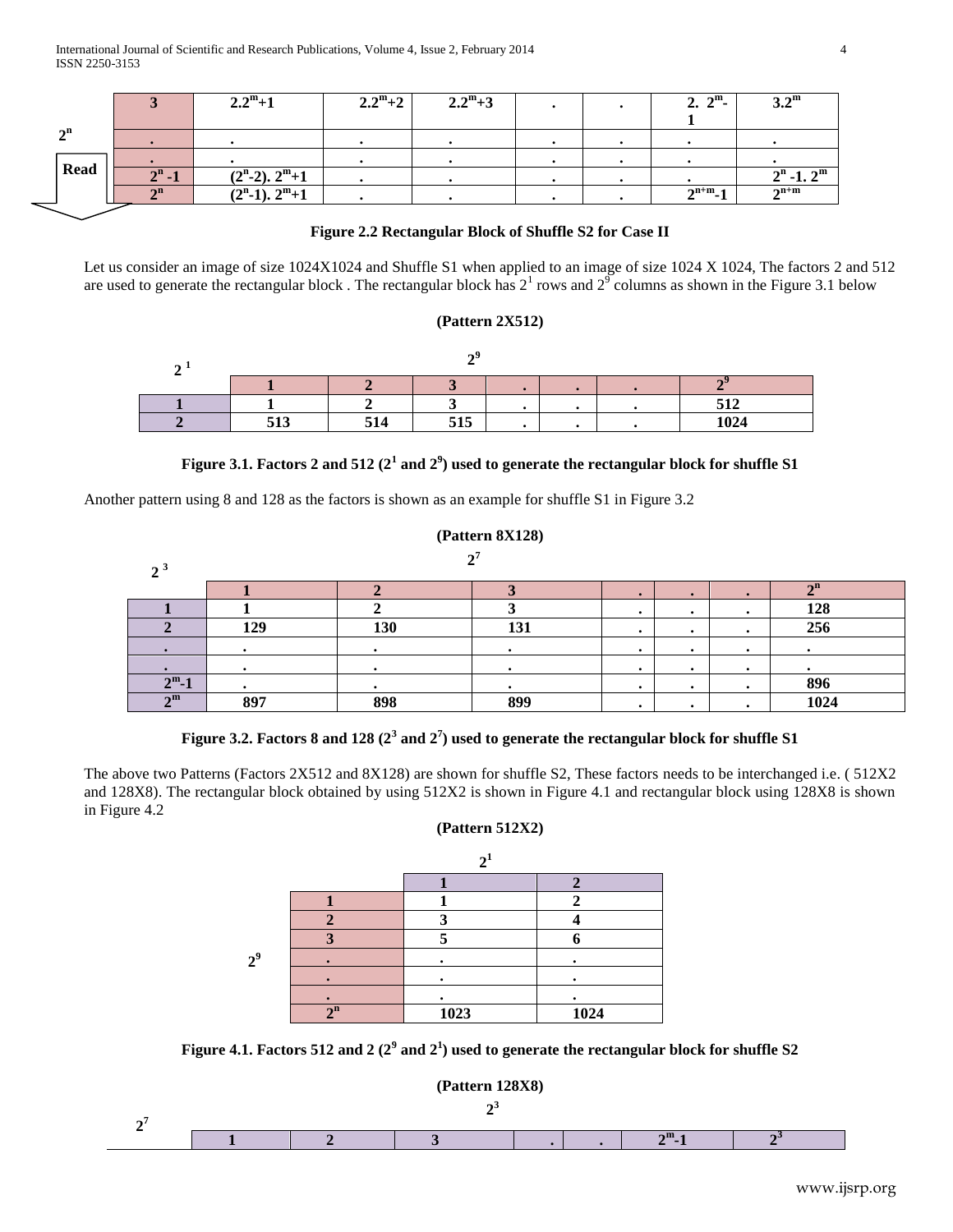| | 3 | $2.2^m+1$ | $2.2^m+2$ | $2.2^m+3$ | . | . | $2.\ 2^m-1$ | $3.2^m$ |
|---|---|---|---|---|---|---|---|---|
| $2^n$ | . | . | . | . | . | . | . | . |
| | . | . | . | . | . | . | . | . |
| Read | $2^n-1$ | $(2^n-2).\ 2^m+1$ | . | . | . | . | . | $2^n-1.\ 2^m$ |
| | $2^n$ | $(2^n-1).\ 2^m+1$ | . | . | . | . | $2^{n+m}-1$ | $2^{n+m}$ |

**Figure 2.2 Rectangular Block of Shuffle S2 for Case II**

Let us consider an image of size 1024X1024 and Shuffle S1 when applied to an image of size 1024 X 1024, The factors 2 and 512 are used to generate the rectangular block . The rectangular block has $2^1$ rows and $2^9$ columns as shown in the Figure 3.1 below

**(Pattern 2X512)**

| $2^1$ \ $2^9$ | 1 | 2 | 3 | . | . | . | $2^9$ |
|---|---|---|---|---|---|---|---|
| 1 | 1 | 2 | 3 | . | . | . | 512 |
| 2 | 513 | 514 | 515 | . | . | . | 1024 |

**Figure 3.1. Factors 2 and 512 ($2^1$ and $2^9$) used to generate the rectangular block for shuffle S1**

Another pattern using 8 and 128 as the factors is shown as an example for shuffle S1 in Figure 3.2

**(Pattern 8X128)**

| $2^3$ \ $2^7$ | 1 | 2 | 3 | . | . | . | $2^n$ |
|---|---|---|---|---|---|---|---|
| 1 | 1 | 2 | 3 | . | . | . | 128 |
| 2 | 129 | 130 | 131 | . | . | . | 256 |
| . | . | . | . | . | . | . | . |
| . | . | . | . | . | . | . | . |
| $2^m-1$ | . | . | . | . | . | . | 896 |
| $2^m$ | 897 | 898 | 899 | . | . | . | 1024 |

**Figure 3.2. Factors 8 and 128 ($2^3$ and $2^7$) used to generate the rectangular block for shuffle S1**

The above two Patterns (Factors 2X512 and 8X128) are shown for shuffle S2, These factors needs to be interchanged i.e. ( 512X2 and 128X8). The rectangular block obtained by using 512X2 is shown in Figure 4.1 and rectangular block using 128X8 is shown in Figure 4.2

**(Pattern 512X2)**

| $2^9$ \ $2^1$ | 1 | 2 |
|---|---|---|
| 1 | 1 | 2 |
| 2 | 3 | 4 |
| 3 | 5 | 6 |
| . | . | . |
| . | . | . |
| . | . | . |
| $2^n$ | 1023 | 1024 |

**Figure 4.1. Factors 512 and 2 ($2^9$ and $2^1$) used to generate the rectangular block for shuffle S2**

**(Pattern 128X8)**

| $2^7$ \ $2^3$ | 1 | 2 | 3 | . | . | $2^m-1$ | $2^3$ |
|---|---|---|---|---|---|---|---|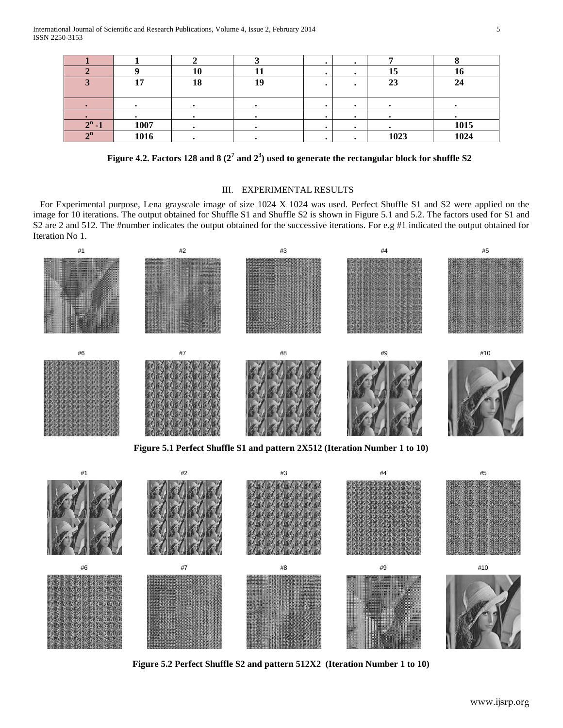| 1 | 1 | 2 | 3 | . | . | 7 | 8 |
|---|---|---|---|---|---|---|---|
| 2 | 9 | 10 | 11 | . | . | 15 | 16 |
| 3 | 17 | 18 | 19 | . | . | 23 | 24 |
| . | . | . | . | . | . | . | . |
| . | . | . | . | . | . | . | . |
| $2^n$ -1 | 1007 | . | . | . | . | . | 1015 |
| $2^n$ | 1016 | . | . | . | . | 1023 | 1024 |

**Figure 4.2. Factors 128 and 8 ($2^7$ and $2^3$) used to generate the rectangular block for shuffle S2**

## III. EXPERIMENTAL RESULTS

For Experimental purpose, Lena grayscale image of size 1024 X 1024 was used. Perfect Shuffle S1 and S2 were applied on the image for 10 iterations. The output obtained for Shuffle S1 and Shuffle S2 is shown in Figure 5.1 and 5.2. The factors used for S1 and S2 are 2 and 512. The #number indicates the output obtained for the successive iterations. For e.g #1 indicated the output obtained for Iteration No 1.

**Figure 5.1 Perfect Shuffle S1 and pattern 2X512 (Iteration Number 1 to 10)**

**Figure 5.2 Perfect Shuffle S2 and pattern 512X2 (Iteration Number 1 to 10)**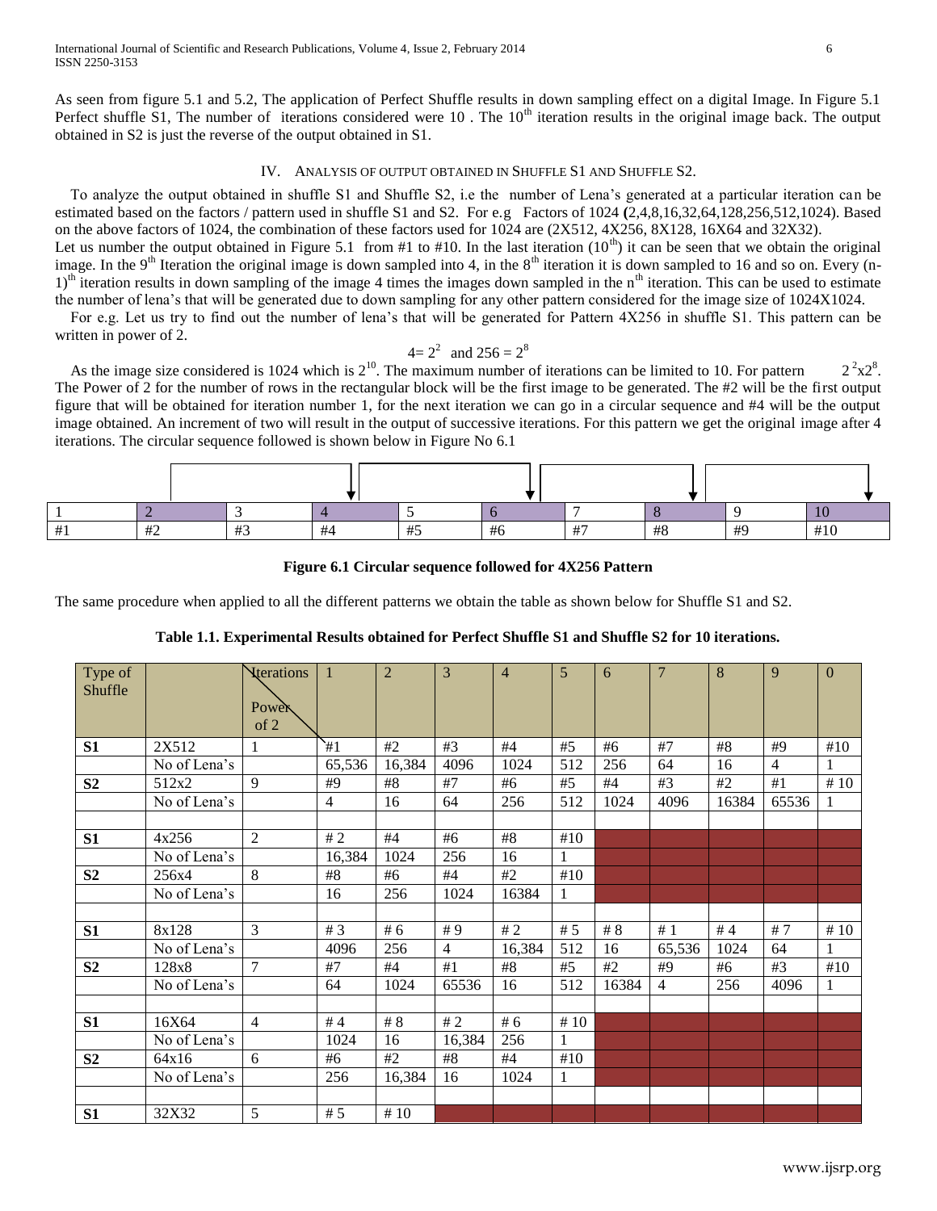As seen from figure 5.1 and 5.2, The application of Perfect Shuffle results in down sampling effect on a digital Image. In Figure 5.1 Perfect shuffle S1, The number of iterations considered were 10 . The $10^{th}$ iteration results in the original image back. The output obtained in S2 is just the reverse of the output obtained in S1.

## IV. Analysis of output obtained in Shuffle S1 and Shuffle S2.

To analyze the output obtained in shuffle S1 and Shuffle S2, i.e the number of Lena's generated at a particular iteration can be estimated based on the factors / pattern used in shuffle S1 and S2. For e.g Factors of 1024 **(**2,4,8,16,32,64,128,256,512,1024). Based on the above factors of 1024, the combination of these factors used for 1024 are (2X512, 4X256, 8X128, 16X64 and 32X32).

Let us number the output obtained in Figure 5.1 from #1 to #10. In the last iteration ($10^{th}$) it can be seen that we obtain the original image. In the $9^{th}$ Iteration the original image is down sampled into 4, in the $8^{th}$ iteration it is down sampled to 16 and so on. Every $(n-1)^{th}$ iteration results in down sampling of the image 4 times the images down sampled in the $n^{th}$ iteration. This can be used to estimate the number of lena's that will be generated due to down sampling for any other pattern considered for the image size of 1024X1024.

For e.g. Let us try to find out the number of lena's that will be generated for Pattern 4X256 in shuffle S1. This pattern can be written in power of 2.

$$4 = 2^2 \text{ and } 256 = 2^8$$

As the image size considered is 1024 which is $2^{10}$. The maximum number of iterations can be limited to 10. For pattern $2^2x2^8$. The Power of 2 for the number of rows in the rectangular block will be the first image to be generated. The #2 will be the first output figure that will be obtained for iteration number 1, for the next iteration we can go in a circular sequence and #4 will be the output image obtained. An increment of two will result in the output of successive iterations. For this pattern we get the original image after 4 iterations. The circular sequence followed is shown below in Figure No 6.1

| 1 | 2 | 3 | 4 | 5 | 6 | 7 | 8 | 9 | 10 |
|---|---|---|---|---|---|---|---|---|---|
| #1 | #2 | #3 | #4 | #5 | #6 | #7 | #8 | #9 | #10 |

**Figure 6.1 Circular sequence followed for 4X256 Pattern**

The same procedure when applied to all the different patterns we obtain the table as shown below for Shuffle S1 and S2.

**Table 1.1. Experimental Results obtained for Perfect Shuffle S1 and Shuffle S2 for 10 iterations.**

| Type of Shuffle | | Iterations / Power of 2 | 1 | 2 | 3 | 4 | 5 | 6 | 7 | 8 | 9 | 0 |
|---|---|---|---|---|---|---|---|---|---|---|---|---|
| **S1** | 2X512 | 1 | #1 | #2 | #3 | #4 | #5 | #6 | #7 | #8 | #9 | #10 |
| | No of Lena's | | 65,536 | 16,384 | 4096 | 1024 | 512 | 256 | 64 | 16 | 4 | 1 |
| **S2** | 512x2 | 9 | #9 | #8 | #7 | #6 | #5 | #4 | #3 | #2 | #1 | # 10 |
| | No of Lena's | | 4 | 16 | 64 | 256 | 512 | 1024 | 4096 | 16384 | 65536 | 1 |
| | | | | | | | | | | | | |
| **S1** | 4x256 | 2 | # 2 | #4 | #6 | #8 | #10 | | | | | |
| | No of Lena's | | 16,384 | 1024 | 256 | 16 | 1 | | | | | |
| **S2** | 256x4 | 8 | #8 | #6 | #4 | #2 | #10 | | | | | |
| | No of Lena's | | 16 | 256 | 1024 | 16384 | 1 | | | | | |
| | | | | | | | | | | | | |
| **S1** | 8x128 | 3 | # 3 | # 6 | # 9 | # 2 | # 5 | # 8 | # 1 | # 4 | # 7 | # 10 |
| | No of Lena's | | 4096 | 256 | 4 | 16,384 | 512 | 16 | 65,536 | 1024 | 64 | 1 |
| **S2** | 128x8 | 7 | #7 | #4 | #1 | #8 | #5 | #2 | #9 | #6 | #3 | #10 |
| | No of Lena's | | 64 | 1024 | 65536 | 16 | 512 | 16384 | 4 | 256 | 4096 | 1 |
| | | | | | | | | | | | | |
| **S1** | 16X64 | 4 | # 4 | # 8 | # 2 | # 6 | # 10 | | | | | |
| | No of Lena's | | 1024 | 16 | 16,384 | 256 | 1 | | | | | |
| **S2** | 64x16 | 6 | #6 | #2 | #8 | #4 | #10 | | | | | |
| | No of Lena's | | 256 | 16,384 | 16 | 1024 | 1 | | | | | |
| | | | | | | | | | | | | |
| **S1** | 32X32 | 5 | # 5 | # 10 | | | | | | | | |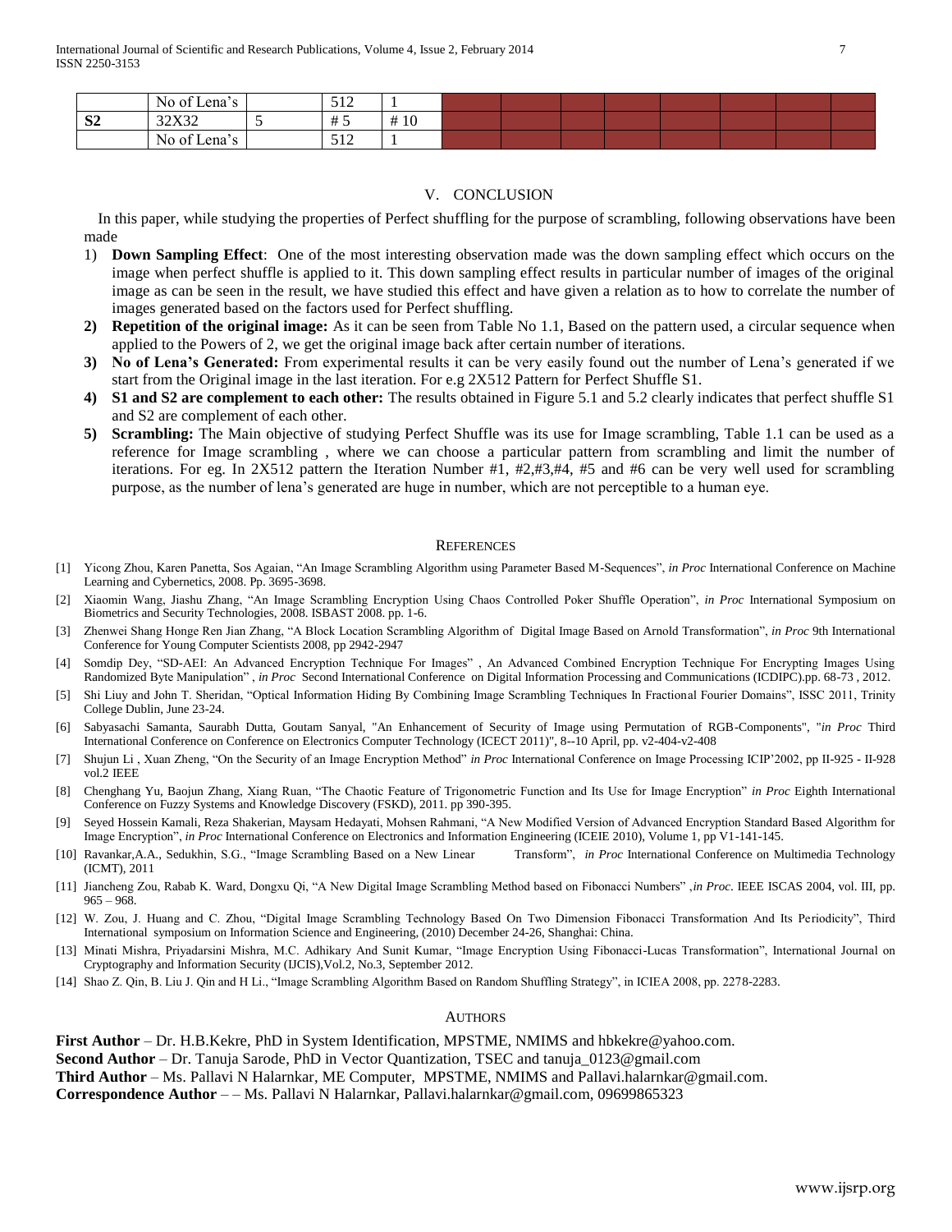| | | | | | | | | | | | | |
|---|---|---|---|---|---|---|---|---|---|---|---|---|
| | No of Lena's | | 512 | 1 | | | | | | | | |
| **S2** | 32X32 | 5 | # 5 | # 10 | | | | | | | | |
| | No of Lena's | | 512 | 1 | | | | | | | | |

## V. CONCLUSION

In this paper, while studying the properties of Perfect shuffling for the purpose of scrambling, following observations have been made

1) **Down Sampling Effect**: One of the most interesting observation made was the down sampling effect which occurs on the image when perfect shuffle is applied to it. This down sampling effect results in particular number of images of the original image as can be seen in the result, we have studied this effect and have given a relation as to how to correlate the number of images generated based on the factors used for Perfect shuffling.
2) **Repetition of the original image:** As it can be seen from Table No 1.1, Based on the pattern used, a circular sequence when applied to the Powers of 2, we get the original image back after certain number of iterations.
3) **No of Lena's Generated:** From experimental results it can be very easily found out the number of Lena's generated if we start from the Original image in the last iteration. For e.g 2X512 Pattern for Perfect Shuffle S1.
4) **S1 and S2 are complement to each other:** The results obtained in Figure 5.1 and 5.2 clearly indicates that perfect shuffle S1 and S2 are complement of each other.
5) **Scrambling:** The Main objective of studying Perfect Shuffle was its use for Image scrambling, Table 1.1 can be used as a reference for Image scrambling , where we can choose a particular pattern from scrambling and limit the number of iterations. For eg. In 2X512 pattern the Iteration Number #1, #2,#3,#4, #5 and #6 can be very well used for scrambling purpose, as the number of lena's generated are huge in number, which are not perceptible to a human eye.

## REFERENCES

[1] Yicong Zhou, Karen Panetta, Sos Agaian, "An Image Scrambling Algorithm using Parameter Based M-Sequences", *in Proc* International Conference on Machine Learning and Cybernetics, 2008. Pp. 3695-3698.

[2] Xiaomin Wang, Jiashu Zhang, "An Image Scrambling Encryption Using Chaos Controlled Poker Shuffle Operation", *in Proc* International Symposium on Biometrics and Security Technologies, 2008. ISBAST 2008. pp. 1-6.

[3] Zhenwei Shang Honge Ren Jian Zhang, "A Block Location Scrambling Algorithm of Digital Image Based on Arnold Transformation", *in Proc* 9th International Conference for Young Computer Scientists 2008, pp 2942-2947

[4] Somdip Dey, "SD-AEI: An Advanced Encryption Technique For Images" , An Advanced Combined Encryption Technique For Encrypting Images Using Randomized Byte Manipulation" , *in Proc* Second International Conference on Digital Information Processing and Communications (ICDIPC).pp. 68-73 , 2012.

[5] Shi Liuy and John T. Sheridan, "Optical Information Hiding By Combining Image Scrambling Techniques In Fractional Fourier Domains", ISSC 2011, Trinity College Dublin, June 23-24.

[6] Sabyasachi Samanta, Saurabh Dutta, Goutam Sanyal, "An Enhancement of Security of Image using Permutation of RGB-Components", "*in Proc* Third International Conference on Conference on Electronics Computer Technology (ICECT 2011)", 8--10 April, pp. v2-404-v2-408

[7] Shujun Li , Xuan Zheng, "On the Security of an Image Encryption Method" *in Proc* International Conference on Image Processing ICIP'2002, pp II-925 - II-928 vol.2 IEEE

[8] Chenghang Yu, Baojun Zhang, Xiang Ruan, "The Chaotic Feature of Trigonometric Function and Its Use for Image Encryption" *in Proc* Eighth International Conference on Fuzzy Systems and Knowledge Discovery (FSKD), 2011. pp 390-395.

[9] Seyed Hossein Kamali, Reza Shakerian, Maysam Hedayati, Mohsen Rahmani, "A New Modified Version of Advanced Encryption Standard Based Algorithm for Image Encryption", *in Proc* International Conference on Electronics and Information Engineering (ICEIE 2010), Volume 1, pp V1-141-145.

[10] Ravankar,A.A., Sedukhin, S.G., "Image Scrambling Based on a New Linear Transform", *in Proc* International Conference on Multimedia Technology (ICMT), 2011

[11] Jiancheng Zou, Rabab K. Ward, Dongxu Qi, "A New Digital Image Scrambling Method based on Fibonacci Numbers" ,*in Proc*. IEEE ISCAS 2004, vol. III, pp. 965 – 968.

[12] W. Zou, J. Huang and C. Zhou, "Digital Image Scrambling Technology Based On Two Dimension Fibonacci Transformation And Its Periodicity", Third International symposium on Information Science and Engineering, (2010) December 24-26, Shanghai: China.

[13] Minati Mishra, Priyadarsini Mishra, M.C. Adhikary And Sunit Kumar, "Image Encryption Using Fibonacci-Lucas Transformation", International Journal on Cryptography and Information Security (IJCIS),Vol.2, No.3, September 2012.

[14] Shao Z. Qin, B. Liu J. Qin and H Li., "Image Scrambling Algorithm Based on Random Shuffling Strategy", in ICIEA 2008, pp. 2278-2283.

## AUTHORS

**First Author** – Dr. H.B.Kekre, PhD in System Identification, MPSTME, NMIMS and hbkekre@yahoo.com.

**Second Author** – Dr. Tanuja Sarode, PhD in Vector Quantization, TSEC and tanuja_0123@gmail.com

**Third Author** – Ms. Pallavi N Halarnkar, ME Computer, MPSTME, NMIMS and Pallavi.halarnkar@gmail.com.

**Correspondence Author** – – Ms. Pallavi N Halarnkar, Pallavi.halarnkar@gmail.com, 09699865323